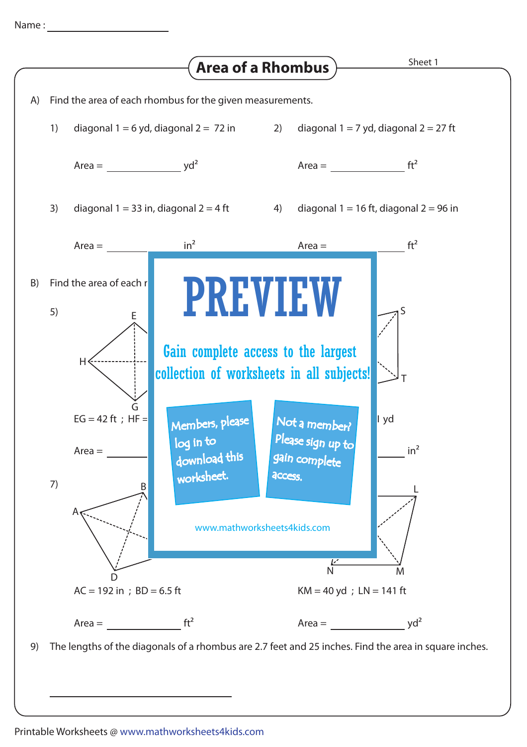Name : ______________________

# Area of a Rhombus

Sheet 1

A) Find the area of each rhombus for the given measurements.

1) diagonal 1 = 6 yd, diagonal 2 = 72 in

Area = ____________ $yd^2$

2) diagonal 1 = 7 yd, diagonal 2 = 27 ft

Area = ____________ $ft^2$

3) diagonal 1 = 33 in, diagonal 2 = 4 ft

Area = ____________ $in^2$

4) diagonal 1 = 16 ft, diagonal 2 = 96 in

Area = ____________ $ft^2$

B) Find the area of each r

5) E, H, G

EG = 42 ft ; HF =

Area = ____________

S, T

l yd

____________ $in^2$

7) A, B, D

AC = 192 in ; BD = 6.5 ft

Area = ____________ $ft^2$

L, N, M

KM = 40 yd ; LN = 141 ft

Area = ____________ $yd^2$

9) The lengths of the diagonals of a rhombus are 2.7 feet and 25 inches. Find the area in square inches.

______________________________

PREVIEW

Gain complete access to the largest collection of worksheets in all subjects!

Members, please log in to download this worksheet.

Not a member? Please sign up to gain complete access.

www.mathworksheets4kids.com

Printable Worksheets @ www.mathworksheets4kids.com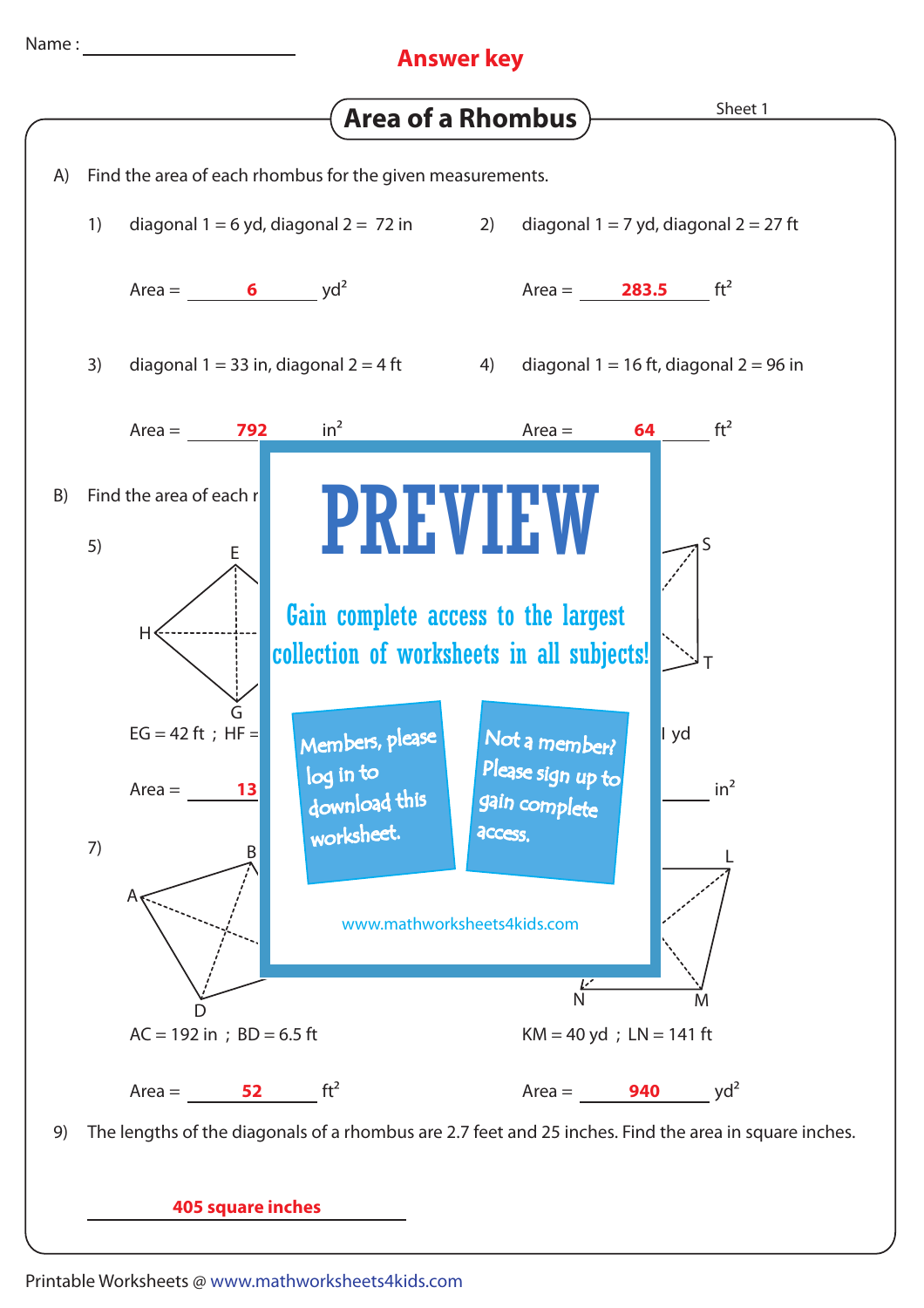Name : ____________________

**Answer key**

# Area of a Rhombus

Sheet 1

A) Find the area of each rhombus for the given measurements.

1) diagonal 1 = 6 yd, diagonal 2 = 72 in

Area = **6** $yd^2$

2) diagonal 1 = 7 yd, diagonal 2 = 27 ft

Area = **283.5** $ft^2$

3) diagonal 1 = 33 in, diagonal 2 = 4 ft

Area = **792** $in^2$

4) diagonal 1 = 16 ft, diagonal 2 = 96 in

Area = **64** $ft^2$

B) Find the area of each r

5)

E

H

G

S

T

EG = 42 ft ; HF =

l yd

Area = **13**

$in^2$

7)

B

A

D

L

N

M

AC = 192 in ; BD = 6.5 ft

Area = **52** $ft^2$

KM = 40 yd ; LN = 141 ft

Area = **940** $yd^2$

PREVIEW

Gain complete access to the largest collection of worksheets in all subjects!

Members, please log in to download this worksheet.

Not a member? Please sign up to gain complete access.

www.mathworksheets4kids.com

9) The lengths of the diagonals of a rhombus are 2.7 feet and 25 inches. Find the area in square inches.

**405 square inches**

Printable Worksheets @ www.mathworksheets4kids.com